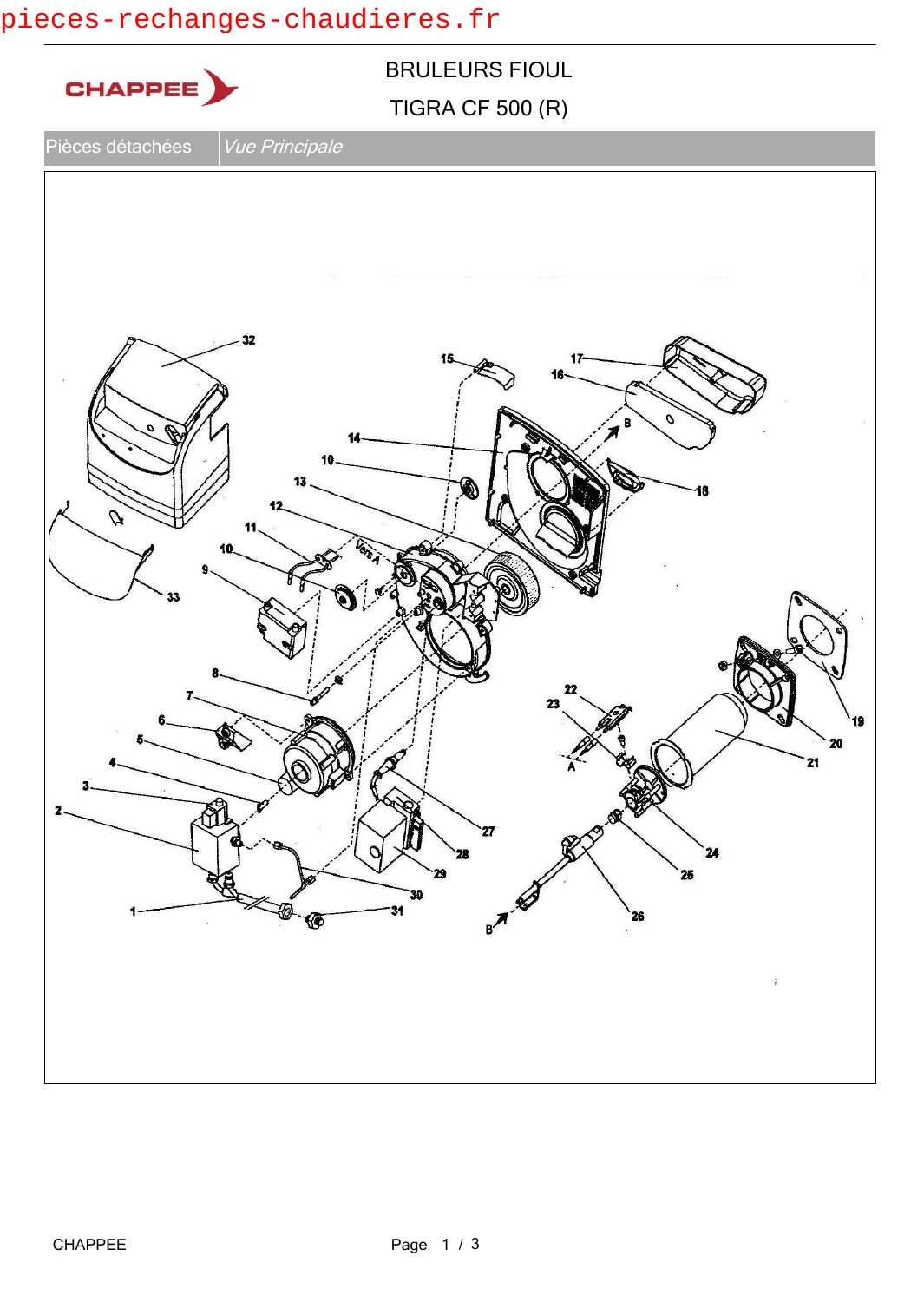pieces-rechanges-chaudieres.fr

CHAPPEE

# BRULEURS FIOUL

## TIGRA CF 500 (R)

| Pièces détachées | *Vue Principale* |
|---|---|

32
15
17
16
B
14
10
13
18
12
11
Vers A
10
9
19
8
7
22
23
20
6
5
A
21
4
3
2
27
24
28
29
25
30
1
31
26
B

CHAPPEE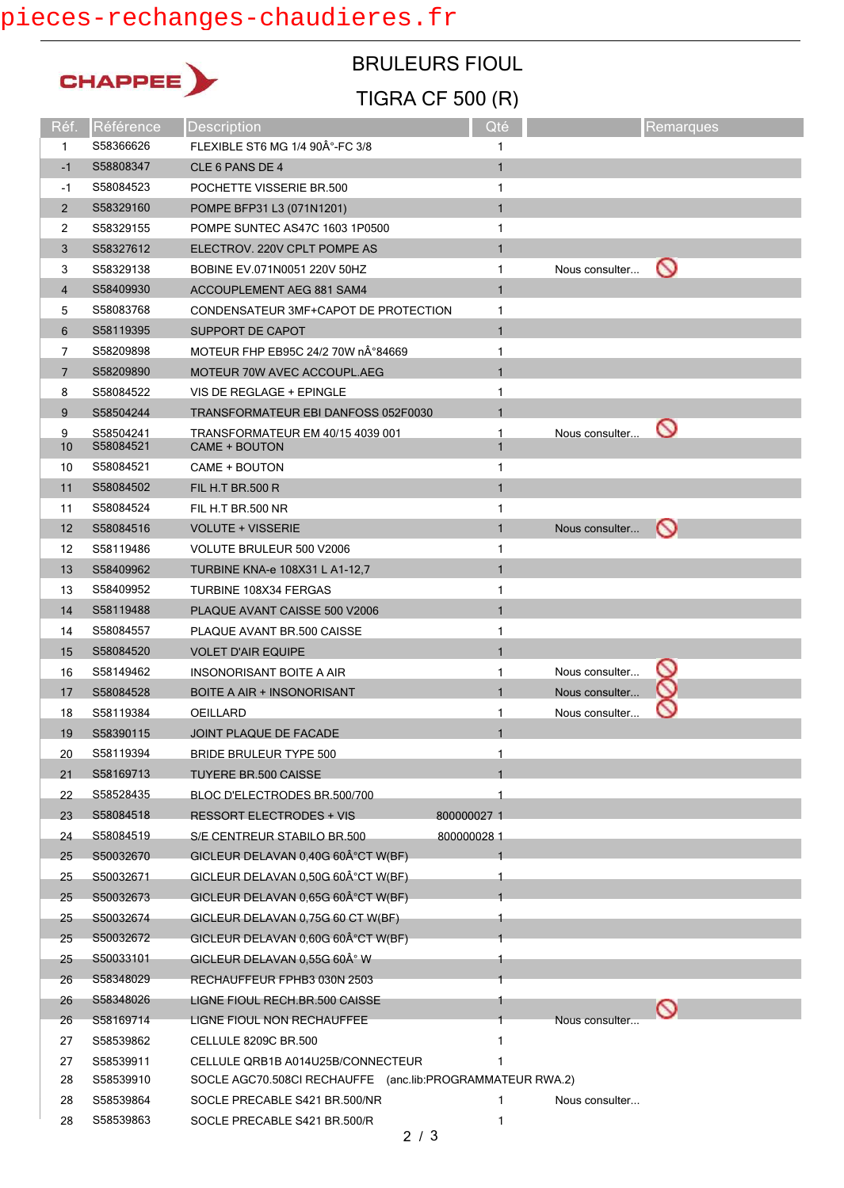pieces-rechanges-chaudieres.fr

**CHAPPEE**

# BRULEURS FIOUL

## TIGRA CF 500 (R)

| Réf. | Référence | Description | Qté | | Remarques |
|---|---|---|---|---|---|
| 1 | S58366626 | FLEXIBLE ST6 MG 1/4 90Â°-FC 3/8 | 1 | | |
| -1 | S58808347 | CLE 6 PANS DE 4 | 1 | | |
| -1 | S58084523 | POCHETTE VISSERIE BR.500 | 1 | | |
| 2 | S58329160 | POMPE BFP31 L3 (071N1201) | 1 | | |
| 2 | S58329155 | POMPE SUNTEC AS47C 1603 1P0500 | 1 | | |
| 3 | S58327612 | ELECTROV. 220V CPLT POMPE AS | 1 | | |
| 3 | S58329138 | BOBINE EV.071N0051 220V 50HZ | 1 | Nous consulter... | |
| 4 | S58409930 | ACCOUPLEMENT AEG 881 SAM4 | 1 | | |
| 5 | S58083768 | CONDENSATEUR 3MF+CAPOT DE PROTECTION | 1 | | |
| 6 | S58119395 | SUPPORT DE CAPOT | 1 | | |
| 7 | S58209898 | MOTEUR FHP EB95C 24/2 70W nÂ°84669 | 1 | | |
| 7 | S58209890 | MOTEUR 70W AVEC ACCOUPL.AEG | 1 | | |
| 8 | S58084522 | VIS DE REGLAGE + EPINGLE | 1 | | |
| 9 | S58504244 | TRANSFORMATEUR EBI DANFOSS 052F0030 | 1 | | |
| 9 | S58504241 | TRANSFORMATEUR EM 40/15 4039 001 | 1 | Nous consulter... | |
| 10 | S58084521 | CAME + BOUTON | 1 | | |
| 10 | S58084521 | CAME + BOUTON | 1 | | |
| 11 | S58084502 | FIL H.T BR.500 R | 1 | | |
| 11 | S58084524 | FIL H.T BR.500 NR | 1 | | |
| 12 | S58084516 | VOLUTE + VISSERIE | 1 | Nous consulter... | |
| 12 | S58119486 | VOLUTE BRULEUR 500 V2006 | 1 | | |
| 13 | S58409962 | TURBINE KNA-e 108X31 L A1-12,7 | 1 | | |
| 13 | S58409952 | TURBINE 108X34 FERGAS | 1 | | |
| 14 | S58119488 | PLAQUE AVANT CAISSE 500 V2006 | 1 | | |
| 14 | S58084557 | PLAQUE AVANT BR.500 CAISSE | 1 | | |
| 15 | S58084520 | VOLET D'AIR EQUIPE | 1 | | |
| 16 | S58149462 | INSONORISANT BOITE A AIR | 1 | Nous consulter... | |
| 17 | S58084528 | BOITE A AIR + INSONORISANT | 1 | Nous consulter... | |
| 18 | S58119384 | OEILLARD | 1 | Nous consulter... | |
| 19 | S58390115 | JOINT PLAQUE DE FACADE | 1 | | |
| 20 | S58119394 | BRIDE BRULEUR TYPE 500 | 1 | | |
| 21 | S58169713 | TUYERE BR.500 CAISSE | 1 | | |
| 22 | S58528435 | BLOC D'ELECTRODES BR.500/700 | 1 | | |
| 23 | S58084518 | RESSORT ELECTRODES + VIS 800000027 | 1 | | |
| 24 | S58084519 | S/E CENTREUR STABILO BR.500 800000028 | 1 | | |
| 25 | S50032670 | GICLEUR DELAVAN 0,40G 60Â°CT W(BF) | 1 | | |
| 25 | S50032671 | GICLEUR DELAVAN 0,50G 60Â°CT W(BF) | 1 | | |
| 25 | S50032673 | GICLEUR DELAVAN 0,65G 60Â°CT W(BF) | 1 | | |
| 25 | S50032674 | GICLEUR DELAVAN 0,75G 60 CT W(BF) | 1 | | |
| 25 | S50032672 | GICLEUR DELAVAN 0,60G 60Â°CT W(BF) | 1 | | |
| 25 | S50033101 | GICLEUR DELAVAN 0,55G 60Â° W | 1 | | |
| 26 | S58348029 | RECHAUFFEUR FPHB3 030N 2503 | 1 | | |
| 26 | S58348026 | LIGNE FIOUL RECH.BR.500 CAISSE | 1 | | |
| 26 | S58169714 | LIGNE FIOUL NON RECHAUFFEE | 1 | Nous consulter... | |
| 27 | S58539862 | CELLULE 8209C BR.500 | 1 | | |
| 27 | S58539911 | CELLULE QRB1B A014U25B/CONNECTEUR | 1 | | |
| 28 | S58539910 | SOCLE AGC70.508CI RECHAUFFE (anc.lib:PROGRAMMATEUR RWA.2) | | | |
| 28 | S58539864 | SOCLE PRECABLE S421 BR.500/NR | 1 | Nous consulter... | |
| 28 | S58539863 | SOCLE PRECABLE S421 BR.500/R | 1 | | |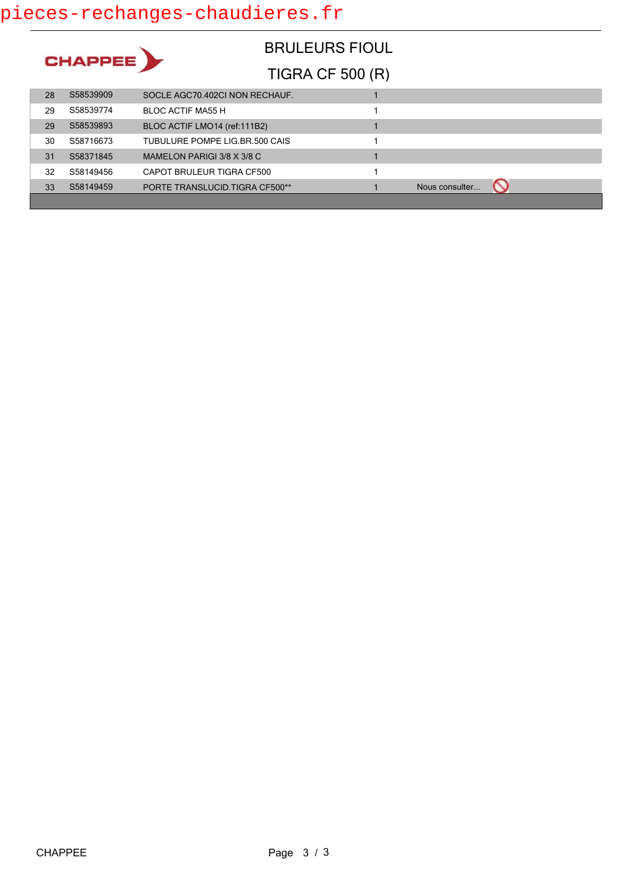pieces-rechanges-chaudieres.fr

CHAPPEE

# BRULEURS FIOUL

## TIGRA CF 500 (R)

| | | | | |
|---|---|---|---|---|
| 28 | S58539909 | SOCLE AGC70.402CI NON RECHAUF. | 1 | |
| 29 | S58539774 | BLOC ACTIF MA55 H | 1 | |
| 29 | S58539893 | BLOC ACTIF LMO14 (ref:111B2) | 1 | |
| 30 | S58716673 | TUBULURE POMPE LIG.BR.500 CAIS | 1 | |
| 31 | S58371845 | MAMELON PARIGI 3/8 X 3/8 C | 1 | |
| 32 | S58149456 | CAPOT BRULEUR TIGRA CF500 | 1 | |
| 33 | S58149459 | PORTE TRANSLUCID.TIGRA CF500** | 1 | Nous consulter... |